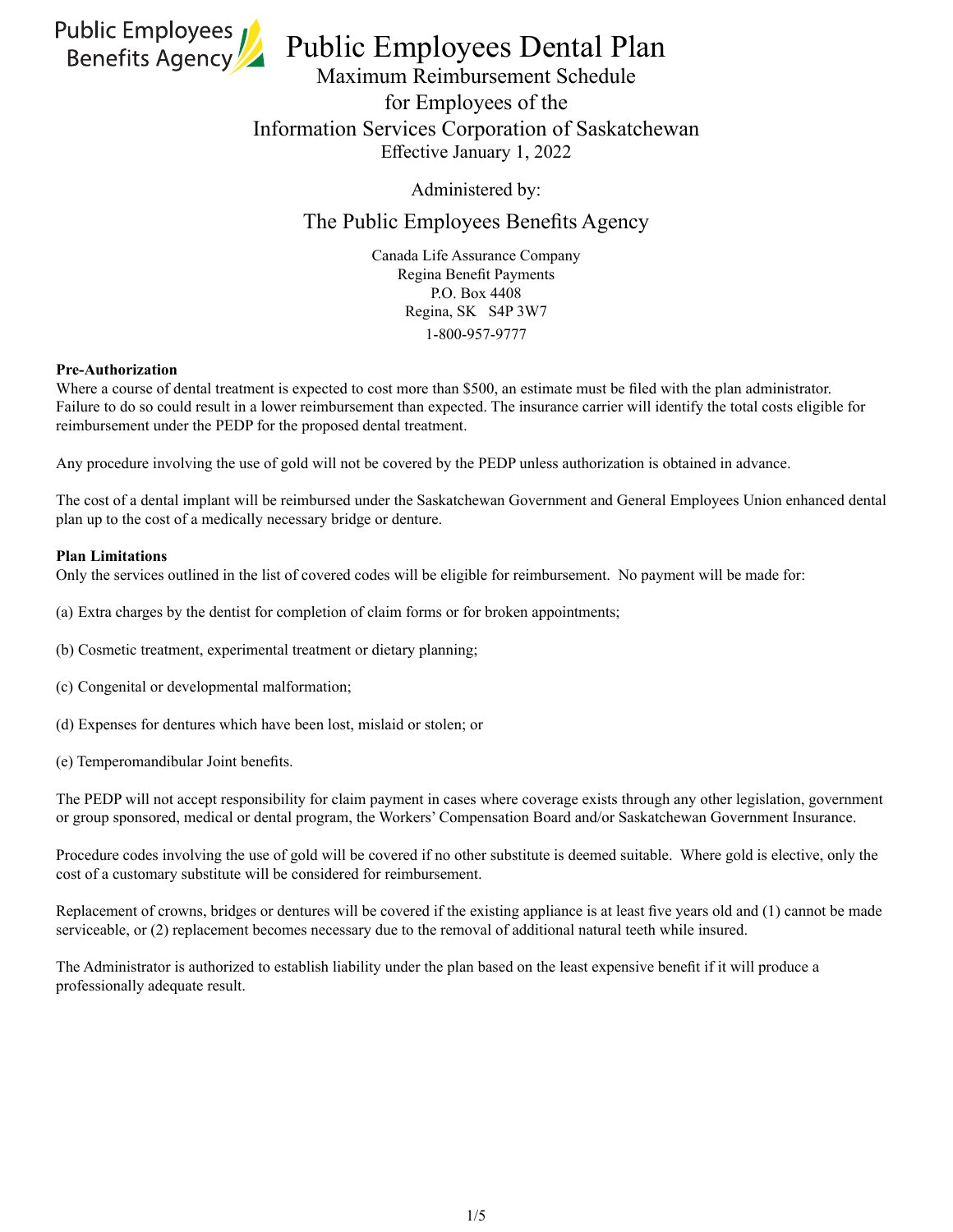Public Employees Benefits Agency

# Public Employees Dental Plan

## Maximum Reimbursement Schedule for Employees of the Information Services Corporation of Saskatchewan

Effective January 1, 2022

Administered by:

The Public Employees Benefits Agency

Canada Life Assurance Company
Regina Benefit Payments
P.O. Box 4408
Regina, SK S4P 3W7
1-800-957-9777

**Pre-Authorization**

Where a course of dental treatment is expected to cost more than $500, an estimate must be filed with the plan administrator. Failure to do so could result in a lower reimbursement than expected. The insurance carrier will identify the total costs eligible for reimbursement under the PEDP for the proposed dental treatment.

Any procedure involving the use of gold will not be covered by the PEDP unless authorization is obtained in advance.

The cost of a dental implant will be reimbursed under the Saskatchewan Government and General Employees Union enhanced dental plan up to the cost of a medically necessary bridge or denture.

**Plan Limitations**

Only the services outlined in the list of covered codes will be eligible for reimbursement. No payment will be made for:

(a) Extra charges by the dentist for completion of claim forms or for broken appointments;

(b) Cosmetic treatment, experimental treatment or dietary planning;

(c) Congenital or developmental malformation;

(d) Expenses for dentures which have been lost, mislaid or stolen; or

(e) Temperomandibular Joint benefits.

The PEDP will not accept responsibility for claim payment in cases where coverage exists through any other legislation, government or group sponsored, medical or dental program, the Workers' Compensation Board and/or Saskatchewan Government Insurance.

Procedure codes involving the use of gold will be covered if no other substitute is deemed suitable. Where gold is elective, only the cost of a customary substitute will be considered for reimbursement.

Replacement of crowns, bridges or dentures will be covered if the existing appliance is at least five years old and (1) cannot be made serviceable, or (2) replacement becomes necessary due to the removal of additional natural teeth while insured.

The Administrator is authorized to establish liability under the plan based on the least expensive benefit if it will produce a professionally adequate result.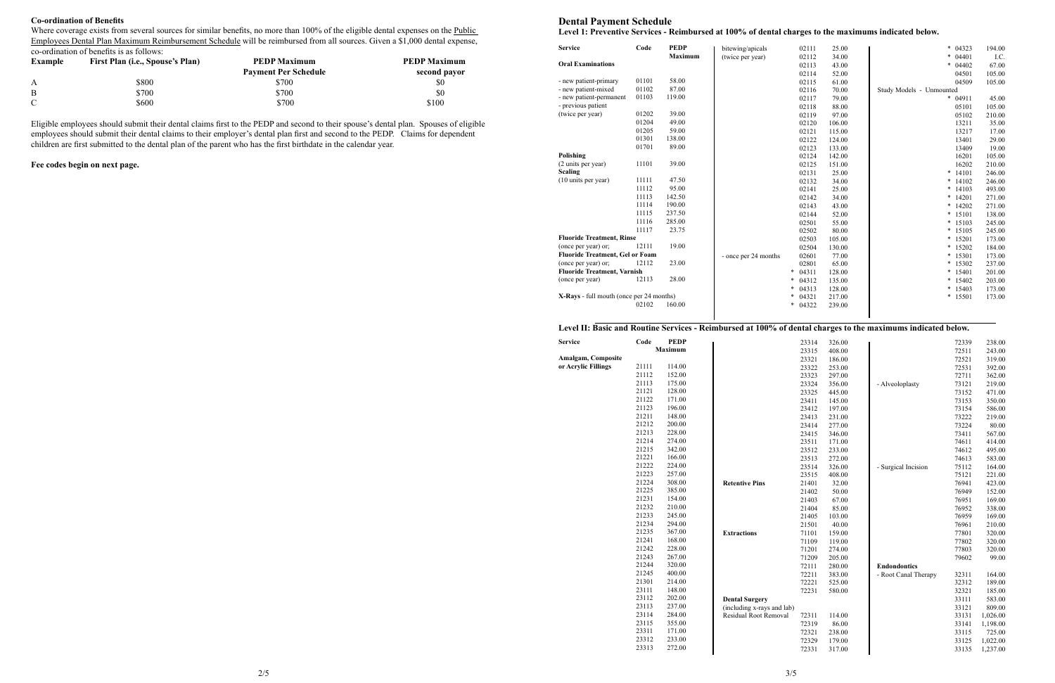**Co-ordination of Benefits**

Where coverage exists from several sources for similar benefits, no more than 100% of the eligible dental expenses on the Public Employees Dental Plan Maximum Reimbursement Schedule will be reimbursed from all sources. Given a $1,000 dental expense, co-ordination of benefits is as follows:

| Example | First Plan (i.e., Spouse's Plan) | PEDP Maximum Payment Per Schedule | PEDP Maximum second payor |
|---|---|---|---|
| A | $800 | $700 | $0 |
| B | $700 | $700 | $0 |
| C | $600 | $700 | $100 |

Eligible employees should submit their dental claims first to the PEDP and second to their spouse's dental plan. Spouses of eligible employees should submit their dental claims to their employer's dental plan first and second to the PEDP. Claims for dependent children are first submitted to the dental plan of the parent who has the first birthdate in the calendar year.

**Fee codes begin on next page.**

# Dental Payment Schedule

## Level 1: Preventive Services - Reimbursed at 100% of dental charges to the maximums indicated below.

| Service | Code | PEDP Maximum |
|---|---|---|
| **Oral Examinations** | | |
| - new patient-primary | 01101 | 58.00 |
| - new patient-mixed | 01102 | 87.00 |
| - new patient-permanent | 01103 | 119.00 |
| - previous patient | | |
| (twice per year) | 01202 | 39.00 |
| | 01204 | 49.00 |
| | 01205 | 59.00 |
| | 01301 | 138.00 |
| | 01701 | 89.00 |
| **Polishing** | | |
| (2 units per year) | 11101 | 39.00 |
| **Scaling** | | |
| (10 units per year) | 11111 | 47.50 |
| | 11112 | 95.00 |
| | 11113 | 142.50 |
| | 11114 | 190.00 |
| | 11115 | 237.50 |
| | 11116 | 285.00 |
| | 11117 | 23.75 |
| **Fluoride Treatment, Rinse** | | |
| (once per year) or; | 12111 | 19.00 |
| **Fluoride Treatment, Gel or Foam** | | |
| (once per year) or; | 12112 | 23.00 |
| **Fluoride Treatment, Varnish** | | |
| (once per year) | 12113 | 28.00 |
| **X-Rays** - full mouth (once per 24 months) | | |
| | 02102 | 160.00 |
| bitewing/apicals | 02111 | 25.00 |
| (twice per year) | 02112 | 34.00 |
| | 02113 | 43.00 |
| | 02114 | 52.00 |
| | 02115 | 61.00 |
| | 02116 | 70.00 |
| | 02117 | 79.00 |
| | 02118 | 88.00 |
| | 02119 | 97.00 |
| | 02120 | 106.00 |
| | 02121 | 115.00 |
| | 02122 | 124.00 |
| | 02123 | 133.00 |
| | 02124 | 142.00 |
| | 02125 | 151.00 |
| | 02131 | 25.00 |
| | 02132 | 34.00 |
| | 02141 | 25.00 |
| | 02142 | 34.00 |
| | 02143 | 43.00 |
| | 02144 | 52.00 |
| | 02501 | 55.00 |
| | 02502 | 80.00 |
| | 02503 | 105.00 |
| | 02504 | 130.00 |
| - once per 24 months | 02601 | 77.00 |
| | 02801 | 65.00 |
| | * 04311 | 128.00 |
| | * 04312 | 135.00 |
| | * 04313 | 128.00 |
| | * 04321 | 217.00 |
| | * 04322 | 239.00 |
| | * 04323 | 194.00 |
| | * 04401 | I.C. |
| | * 04402 | 67.00 |
| | 04501 | 105.00 |
| | 04509 | 105.00 |
| Study Models - Unmounted | | |
| | * 04911 | 45.00 |
| | 05101 | 105.00 |
| | 05102 | 210.00 |
| | 13211 | 35.00 |
| | 13217 | 17.00 |
| | 13401 | 29.00 |
| | 13409 | 19.00 |
| | 16201 | 105.00 |
| | 16202 | 210.00 |
| | * 14101 | 246.00 |
| | * 14102 | 246.00 |
| | * 14103 | 493.00 |
| | * 14201 | 271.00 |
| | * 14202 | 271.00 |
| | * 15101 | 138.00 |
| | * 15103 | 245.00 |
| | * 15105 | 245.00 |
| | * 15201 | 173.00 |
| | * 15202 | 184.00 |
| | * 15301 | 173.00 |
| | * 15302 | 237.00 |
| | * 15401 | 201.00 |
| | * 15402 | 203.00 |
| | * 15403 | 173.00 |
| | * 15501 | 173.00 |

## Level II: Basic and Routine Services - Reimbursed at 100% of dental charges to the maximums indicated below.

| Service | Code | PEDP Maximum |
|---|---|---|
| **Amalgam, Composite or Acrylic Fillings** | 21111 | 114.00 |
| | 21112 | 152.00 |
| | 21113 | 175.00 |
| | 21121 | 128.00 |
| | 21122 | 171.00 |
| | 21123 | 196.00 |
| | 21211 | 148.00 |
| | 21212 | 200.00 |
| | 21213 | 228.00 |
| | 21214 | 274.00 |
| | 21215 | 342.00 |
| | 21221 | 166.00 |
| | 21222 | 224.00 |
| | 21223 | 257.00 |
| | 21224 | 308.00 |
| | 21225 | 385.00 |
| | 21231 | 154.00 |
| | 21232 | 210.00 |
| | 21233 | 245.00 |
| | 21234 | 294.00 |
| | 21235 | 367.00 |
| | 21241 | 168.00 |
| | 21242 | 228.00 |
| | 21243 | 267.00 |
| | 21244 | 320.00 |
| | 21245 | 400.00 |
| | 21301 | 214.00 |
| | 23111 | 148.00 |
| | 23112 | 202.00 |
| | 23113 | 237.00 |
| | 23114 | 284.00 |
| | 23115 | 355.00 |
| | 23311 | 171.00 |
| | 23312 | 233.00 |
| | 23313 | 272.00 |
| | 23314 | 326.00 |
| | 23315 | 408.00 |
| | 23321 | 186.00 |
| | 23322 | 253.00 |
| | 23323 | 297.00 |
| | 23324 | 356.00 |
| | 23325 | 445.00 |
| | 23411 | 145.00 |
| | 23412 | 197.00 |
| | 23413 | 231.00 |
| | 23414 | 277.00 |
| | 23415 | 346.00 |
| | 23511 | 171.00 |
| | 23512 | 233.00 |
| | 23513 | 272.00 |
| | 23514 | 326.00 |
| | 23515 | 408.00 |
| **Retentive Pins** | 21401 | 32.00 |
| | 21402 | 50.00 |
| | 21403 | 67.00 |
| | 21404 | 85.00 |
| | 21405 | 103.00 |
| | 21501 | 40.00 |
| **Extractions** | 71101 | 159.00 |
| | 71109 | 119.00 |
| | 71201 | 274.00 |
| | 71209 | 205.00 |
| | 72111 | 280.00 |
| | 72211 | 383.00 |
| | 72221 | 525.00 |
| | 72231 | 580.00 |
| **Dental Surgery** (including x-rays and lab) | | |
| Residual Root Removal | 72311 | 114.00 |
| | 72319 | 86.00 |
| | 72321 | 238.00 |
| | 72329 | 179.00 |
| | 72331 | 317.00 |
| | 72339 | 238.00 |
| | 72511 | 243.00 |
| | 72521 | 319.00 |
| | 72531 | 392.00 |
| | 72711 | 362.00 |
| - Alveoloplasty | 73121 | 219.00 |
| | 73152 | 471.00 |
| | 73153 | 350.00 |
| | 73154 | 586.00 |
| | 73222 | 219.00 |
| | 73224 | 80.00 |
| | 73411 | 567.00 |
| | 74611 | 414.00 |
| | 74612 | 495.00 |
| | 74613 | 583.00 |
| - Surgical Incision | 75112 | 164.00 |
| | 75121 | 221.00 |
| | 76941 | 423.00 |
| | 76949 | 152.00 |
| | 76951 | 169.00 |
| | 76952 | 338.00 |
| | 76959 | 169.00 |
| | 76961 | 210.00 |
| | 77801 | 320.00 |
| | 77802 | 320.00 |
| | 77803 | 320.00 |
| | 79602 | 99.00 |
| **Endondontics** | | |
| - Root Canal Therapy | 32311 | 164.00 |
| | 32312 | 189.00 |
| | 32321 | 185.00 |
| | 33111 | 583.00 |
| | 33121 | 809.00 |
| | 33131 | 1,026.00 |
| | 33141 | 1,198.00 |
| | 33115 | 725.00 |
| | 33125 | 1,022.00 |
| | 33135 | 1,237.00 |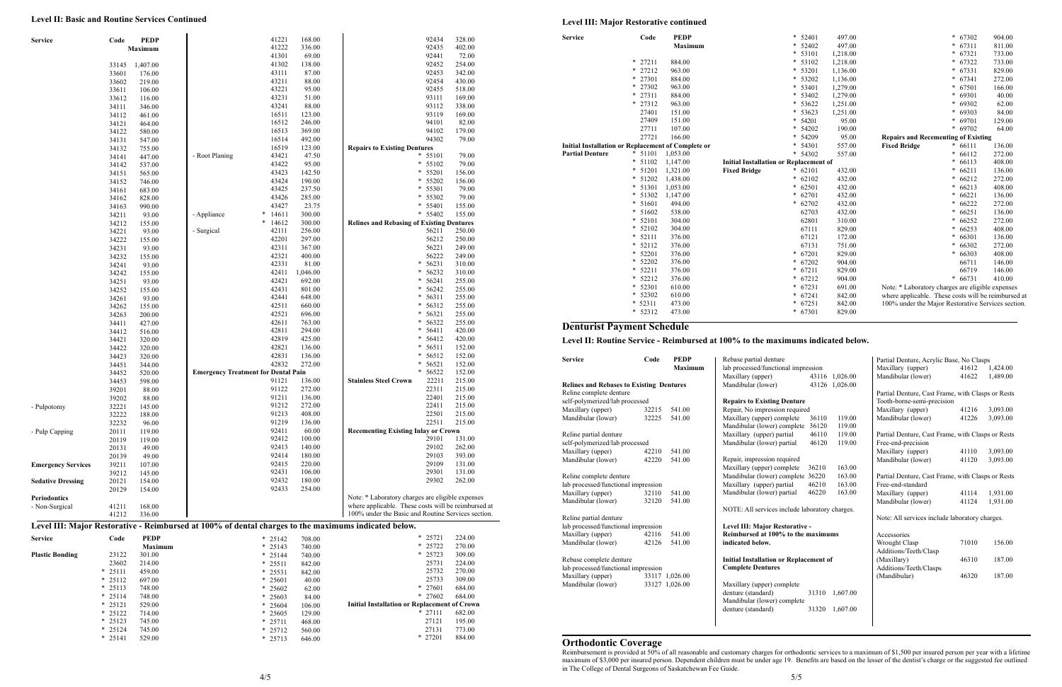## Level II: Basic and Routine Services Continued

| Service | Code | PEDP Maximum |
|---|---|---|
| | 33145 | 1,407.00 |
| | 33601 | 176.00 |
| | 33602 | 219.00 |
| | 33611 | 106.00 |
| | 33612 | 116.00 |
| | 34111 | 346.00 |
| | 34112 | 461.00 |
| | 34121 | 464.00 |
| | 34122 | 580.00 |
| | 34131 | 547.00 |
| | 34132 | 755.00 |
| | 34141 | 447.00 |
| | 34142 | 537.00 |
| | 34151 | 565.00 |
| | 34152 | 746.00 |
| | 34161 | 683.00 |
| | 34162 | 828.00 |
| | 34163 | 990.00 |
| | 34211 | 93.00 |
| | 34212 | 155.00 |
| | 34221 | 93.00 |
| | 34222 | 155.00 |
| | 34231 | 93.00 |
| | 34232 | 155.00 |
| | 34241 | 93.00 |
| | 34242 | 155.00 |
| | 34251 | 93.00 |
| | 34252 | 155.00 |
| | 34261 | 93.00 |
| | 34262 | 155.00 |
| | 34263 | 200.00 |
| | 34411 | 427.00 |
| | 34412 | 516.00 |
| | 34421 | 320.00 |
| | 34422 | 320.00 |
| | 34423 | 320.00 |
| | 34451 | 344.00 |
| | 34452 | 520.00 |
| | 34453 | 598.00 |
| | 39201 | 88.00 |
| | 39202 | 88.00 |
| - Pulpotomy | 32221 | 145.00 |
| | 32222 | 188.00 |
| | 32232 | 96.00 |
| - Pulp Capping | 20111 | 119.00 |
| | 20119 | 119.00 |
| | 20131 | 49.00 |
| | 20139 | 49.00 |
| **Emergency Services** | 39211 | 107.00 |
| | 39212 | 145.00 |
| **Sedative Dressing** | 20121 | 154.00 |
| | 20129 | 154.00 |
| **Periodontics** | | |
| - Non-Surgical | 41211 | 168.00 |
| | 41212 | 336.00 |
| | 41221 | 168.00 |
| | 41222 | 336.00 |
| | 41301 | 69.00 |
| | 41302 | 138.00 |
| | 43111 | 87.00 |
| | 43211 | 88.00 |
| | 43221 | 95.00 |
| | 43231 | 51.00 |
| | 43241 | 88.00 |
| | 16511 | 123.00 |
| | 16512 | 246.00 |
| | 16513 | 369.00 |
| | 16514 | 492.00 |
| | 16519 | 123.00 |
| - Root Planing | 43421 | 47.50 |
| | 43422 | 95.00 |
| | 43423 | 142.50 |
| | 43424 | 190.00 |
| | 43425 | 237.50 |
| | 43426 | 285.00 |
| | 43427 | 23.75 |
| - Appliance | * 14611 | 300.00 |
| | * 14612 | 300.00 |
| - Surgical | 42111 | 256.00 |
| | 42201 | 297.00 |
| | 42311 | 367.00 |
| | 42321 | 400.00 |
| | 42331 | 81.00 |
| | 42411 | 1,046.00 |
| | 42421 | 692.00 |
| | 42431 | 801.00 |
| | 42441 | 648.00 |
| | 42511 | 660.00 |
| | 42521 | 696.00 |
| | 42611 | 763.00 |
| | 42811 | 294.00 |
| | 42819 | 425.00 |
| | 42821 | 136.00 |
| | 42831 | 136.00 |
| | 42832 | 272.00 |
| **Emergency Treatment for Dental Pain** | | |
| | 91121 | 136.00 |
| | 91122 | 272.00 |
| | 91211 | 136.00 |
| | 91212 | 272.00 |
| | 91213 | 408.00 |
| | 91219 | 136.00 |
| | 92411 | 60.00 |
| | 92412 | 100.00 |
| | 92413 | 140.00 |
| | 92414 | 180.00 |
| | 92415 | 220.00 |
| | 92431 | 106.00 |
| | 92432 | 180.00 |
| | 92433 | 254.00 |
| | 92434 | 328.00 |
| | 92435 | 402.00 |
| | 92441 | 72.00 |
| | 92452 | 254.00 |
| | 92453 | 342.00 |
| | 92454 | 430.00 |
| | 92455 | 518.00 |
| | 93111 | 169.00 |
| | 93112 | 338.00 |
| | 93119 | 169.00 |
| | 94101 | 82.00 |
| | 94102 | 179.00 |
| | 94302 | 79.00 |
| **Repairs to Existing Dentures** | | |
| | * 55101 | 79.00 |
| | * 55102 | 79.00 |
| | * 55201 | 156.00 |
| | * 55202 | 156.00 |
| | * 55301 | 79.00 |
| | * 55302 | 79.00 |
| | * 55401 | 155.00 |
| | * 55402 | 155.00 |
| **Relines and Rebasing of Existing Dentures** | | |
| | 56211 | 250.00 |
| | 56212 | 250.00 |
| | 56221 | 249.00 |
| | 56222 | 249.00 |
| | * 56231 | 310.00 |
| | * 56232 | 310.00 |
| | * 56241 | 255.00 |
| | * 56242 | 255.00 |
| | * 56311 | 255.00 |
| | * 56312 | 255.00 |
| | * 56321 | 255.00 |
| | * 56322 | 255.00 |
| | * 56411 | 420.00 |
| | * 56412 | 420.00 |
| | * 56511 | 152.00 |
| | * 56512 | 152.00 |
| | * 56521 | 152.00 |
| | * 56522 | 152.00 |
| **Stainless Steel Crown** | 22211 | 215.00 |
| | 22311 | 215.00 |
| | 22401 | 215.00 |
| | 22411 | 215.00 |
| | 22501 | 215.00 |
| | 22511 | 215.00 |
| **Recementing Existing Inlay or Crown** | | |
| | 29101 | 131.00 |
| | 29102 | 262.00 |
| | 29103 | 393.00 |
| | 29109 | 131.00 |
| | 29301 | 131.00 |
| | 29302 | 262.00 |

Note: * Laboratory charges are eligible expenses where applicable. These costs will be reimbursed at 100% under the Basic and Routine Services section.

## Level III: Major Restorative - Reimbursed at 100% of dental charges to the maximums indicated below.

| Service | Code | PEDP Maximum |
|---|---|---|
| **Plastic Bonding** | 23122 | 301.00 |
| | 23602 | 214.00 |
| | * 25111 | 459.00 |
| | * 25112 | 697.00 |
| | * 25113 | 748.00 |
| | * 25114 | 748.00 |
| | * 25121 | 529.00 |
| | * 25122 | 714.00 |
| | * 25123 | 745.00 |
| | * 25124 | 745.00 |
| | * 25141 | 529.00 |
| | * 25142 | 708.00 |
| | * 25143 | 740.00 |
| | * 25144 | 740.00 |
| | * 25511 | 842.00 |
| | * 25531 | 842.00 |
| | * 25601 | 40.00 |
| | * 25602 | 62.00 |
| | * 25603 | 84.00 |
| | * 25604 | 106.00 |
| | * 25605 | 129.00 |
| | * 25711 | 468.00 |
| | * 25712 | 560.00 |
| | * 25713 | 646.00 |
| | * 25721 | 224.00 |
| | * 25722 | 270.00 |
| | * 25723 | 309.00 |
| | 25731 | 224.00 |
| | 25732 | 270.00 |
| | 25733 | 309.00 |
| | * 27601 | 684.00 |
| | * 27602 | 684.00 |
| **Initial Installation or Replacement of Crown** | | |
| | * 27111 | 682.00 |
| | 27121 | 195.00 |
| | 27131 | 773.00 |
| | * 27201 | 884.00 |

## Level III: Major Restorative continued

| Service | Code | PEDP Maximum |
|---|---|---|
| | * 27211 | 884.00 |
| | * 27212 | 963.00 |
| | * 27301 | 884.00 |
| | * 27302 | 963.00 |
| | * 27311 | 884.00 |
| | * 27312 | 963.00 |
| | 27401 | 151.00 |
| | 27409 | 151.00 |
| | 27711 | 107.00 |
| | 27721 | 166.00 |
| **Initial Installation or Replacement of Complete or Partial Denture** | * 51101 | 1,053.00 |
| | * 51102 | 1,147.00 |
| | * 51201 | 1,321.00 |
| | * 51202 | 1,438.00 |
| | * 51301 | 1,053.00 |
| | * 51302 | 1,147.00 |
| | * 51601 | 494.00 |
| | * 51602 | 538.00 |
| | * 52101 | 304.00 |
| | * 52102 | 304.00 |
| | * 52111 | 376.00 |
| | * 52112 | 376.00 |
| | * 52201 | 376.00 |
| | * 52202 | 376.00 |
| | * 52211 | 376.00 |
| | * 52212 | 376.00 |
| | * 52301 | 610.00 |
| | * 52302 | 610.00 |
| | * 52311 | 473.00 |
| | * 52312 | 473.00 |
| | * 52401 | 497.00 |
| | * 52402 | 497.00 |
| | * 53101 | 1,218.00 |
| | * 53102 | 1,218.00 |
| | * 53201 | 1,136.00 |
| | * 53202 | 1,136.00 |
| | * 53401 | 1,279.00 |
| | * 53402 | 1,279.00 |
| | * 53622 | 1,251.00 |
| | * 53623 | 1,251.00 |
| | * 54201 | 95.00 |
| | * 54202 | 190.00 |
| | * 54209 | 95.00 |
| | * 54301 | 557.00 |
| | * 54302 | 557.00 |
| **Initial Installation or Replacement of Fixed Bridge** | * 62101 | 432.00 |
| | * 62102 | 432.00 |
| | * 62501 | 432.00 |
| | * 62701 | 432.00 |
| | * 62702 | 432.00 |
| | 62703 | 432.00 |
| | 62801 | 310.00 |
| | 67111 | 829.00 |
| | 67121 | 172.00 |
| | 67131 | 751.00 |
| | * 67201 | 829.00 |
| | * 67202 | 904.00 |
| | * 67211 | 829.00 |
| | * 67212 | 904.00 |
| | * 67231 | 691.00 |
| | * 67241 | 842.00 |
| | * 67251 | 842.00 |
| | * 67301 | 829.00 |
| | * 67302 | 904.00 |
| | * 67311 | 811.00 |
| | * 67321 | 733.00 |
| | * 67322 | 733.00 |
| | * 67331 | 829.00 |
| | * 67341 | 272.00 |
| | * 67501 | 166.00 |
| | * 69301 | 40.00 |
| | * 69302 | 62.00 |
| | * 69303 | 84.00 |
| | * 69701 | 129.00 |
| | * 69702 | 64.00 |
| **Repairs and Recementing of Existing Fixed Bridge** | * 66111 | 136.00 |
| | * 66112 | 272.00 |
| | * 66113 | 408.00 |
| | * 66211 | 136.00 |
| | * 66212 | 272.00 |
| | * 66213 | 408.00 |
| | * 66221 | 136.00 |
| | * 66222 | 272.00 |
| | * 66251 | 136.00 |
| | * 66252 | 272.00 |
| | * 66253 | 408.00 |
| | * 66301 | 136.00 |
| | * 66302 | 272.00 |
| | * 66303 | 408.00 |
| | 66711 | 146.00 |
| | 66719 | 146.00 |
| | * 66731 | 410.00 |

Note: * Laboratory charges are eligible expenses where applicable. These costs will be reimbursed at 100% under the Major Restorative Services section.

# Denturist Payment Schedule

## Level II: Routine Service - Reimbursed at 100% to the maximums indicated below.

| Service | Code | PEDP Maximum |
|---|---|---|
| **Relines and Rebases to Existing Dentures** | | |
| Reline complete denture self-polymerized/lab processed | | |
| Maxillary (upper) | 32215 | 541.00 |
| Mandibular (lower) | 32225 | 541.00 |
| Reline partial denture self-polymerized/lab processed | | |
| Maxillary (upper) | 42210 | 541.00 |
| Mandibular (lower) | 42220 | 541.00 |
| Reline complete denture lab processed/functional impression | | |
| Maxillary (upper) | 32110 | 541.00 |
| Mandibular (lower) | 32120 | 541.00 |
| Reline partial denture lab processed/functional impression | | |
| Maxillary (upper) | 42116 | 541.00 |
| Mandibular (lower) | 42126 | 541.00 |
| Rebase complete denture lab processed/functional impression | | |
| Maxillary (upper) | 33117 | 1,026.00 |
| Mandibular (lower) | 33127 | 1,026.00 |
| Rebase partial denture lab processed/functional impression | | |
| Maxillary (upper) | 43116 | 1,026.00 |
| Mandibular (lower) | 43126 | 1,026.00 |
| **Repairs to Existing Denture** | | |
| Repair, No impression required | | |
| Maxillary (upper) complete | 36110 | 119.00 |
| Mandibular (lower) complete | 36120 | 119.00 |
| Maxillary (upper) partial | 46110 | 119.00 |
| Mandibular (lower) partial | 46120 | 119.00 |
| Repair, impression required | | |
| Maxillary (upper) complete | 36210 | 163.00 |
| Mandibular (lower) complete | 36220 | 163.00 |
| Maxillary (upper) partial | 46210 | 163.00 |
| Mandibular (lower) partial | 46220 | 163.00 |

NOTE: All services include laboratory charges.

## Level III: Major Restorative - Reimbursed at 100% to the maximums indicated below.

| Service | Code | PEDP Maximum |
|---|---|---|
| **Initial Installation or Replacement of Complete Dentures** | | |
| Maxillary (upper) complete denture (standard) | 31310 | 1,607.00 |
| Mandibular (lower) complete denture (standard) | 31320 | 1,607.00 |
| Partial Denture, Acrylic Base, No Clasps | | |
| Maxillary (upper) | 41612 | 1,424.00 |
| Mandibular (lower) | 41622 | 1,489.00 |
| Partial Denture, Cast Frame, with Clasps or Rests Tooth-borne-semi-precision | | |
| Maxillary (upper) | 41216 | 3,093.00 |
| Mandibular (lower) | 41226 | 3,093.00 |
| Partial Denture, Cast Frame, with Clasps or Rests Free-end-precision | | |
| Maxillary (upper) | 41110 | 3,093.00 |
| Mandibular (lower) | 41120 | 3,093.00 |
| Partial Denture, Cast Frame, with Clasps or Rests Free-end-standard | | |
| Maxillary (upper) | 41114 | 1,931.00 |
| Mandibular (lower) | 41124 | 1,931.00 |

Note: All services include laboratory charges.

| Service | Code | PEDP Maximum |
|---|---|---|
| **Accessories** | | |
| Wrought Clasp | 71010 | 156.00 |
| Additions/Teeth/Clasp (Maxillary) | 46310 | 187.00 |
| Additions/Teeth/Clasps (Mandibular) | 46320 | 187.00 |

# Orthodontic Coverage

Reimbursement is provided at 50% of all reasonable and customary charges for orthodontic services to a maximum of $1,500 per insured person per year with a lifetime maximum of $3,000 per insured person. Dependent children must be under age 19. Benefits are based on the lesser of the dentist's charge or the suggested fee outlined in The College of Dental Surgeons of Saskatchewan Fee Guide.